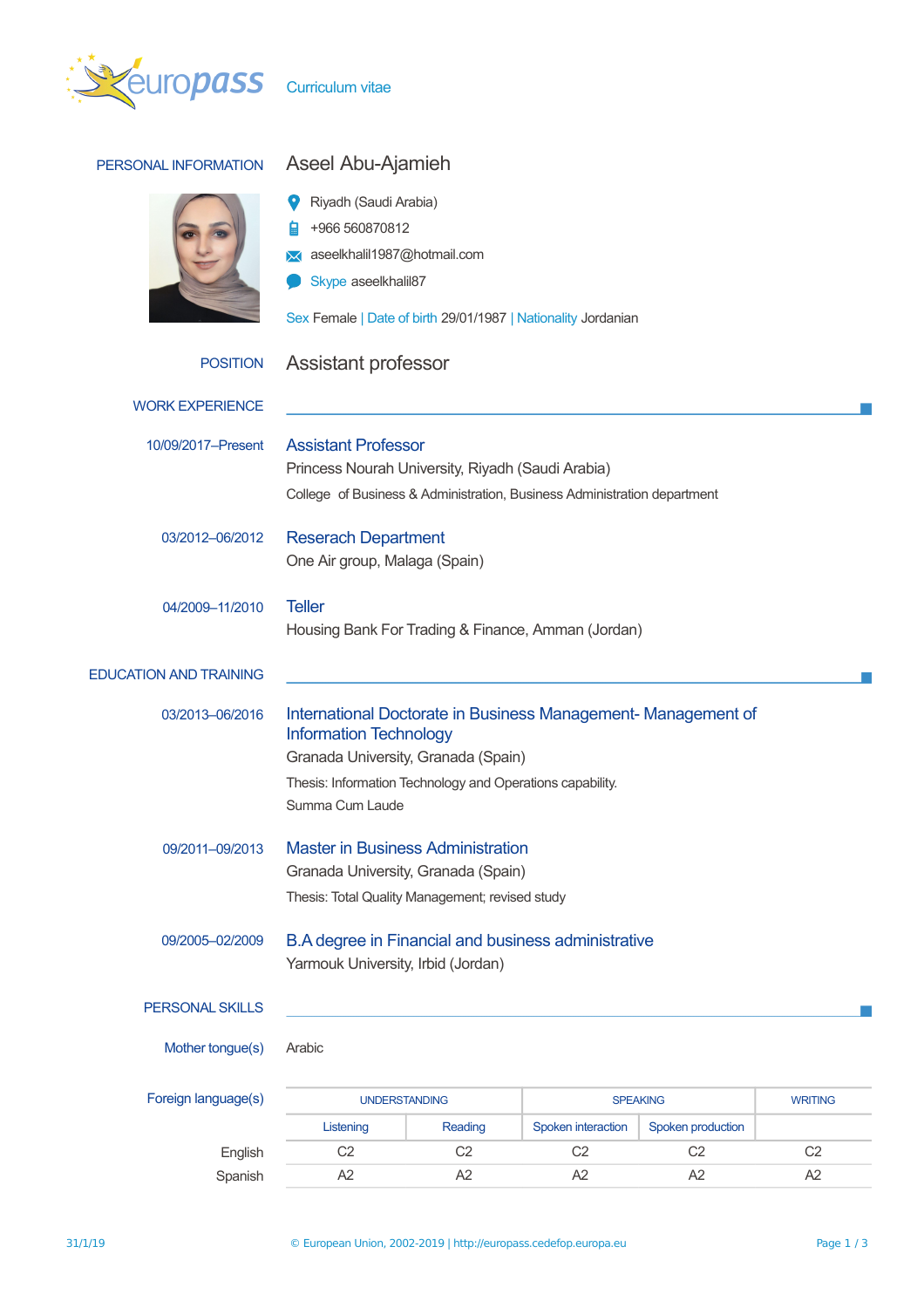europass

Curriculum vitae

## PERSONAL INFORMATION

# Aseel Abu-Ajamieh

Riyadh (Saudi Arabia)

+966 560870812

aseelkhalil1987@hotmail.com

Skype aseelkhalil87

Sex Female | Date of birth 29/01/1987 | Nationality Jordanian

## POSITION

Assistant professor

## WORK EXPERIENCE

**10/09/2017–Present**

### Assistant Professor

Princess Nourah University, Riyadh (Saudi Arabia)

College  of Business & Administration, Business Administration department

**03/2012–06/2012**

### Reseach Department

One Air group, Malaga (Spain)

**04/2009–11/2010**

### Teller

Housing Bank For Trading & Finance, Amman (Jordan)

## EDUCATION AND TRAINING

**03/2013–06/2016**

### International Doctorate in Business Management- Management of Information Technology

Granada University, Granada (Spain)

Thesis: Information Technology and Operations capability.

Summa Cum Laude

**09/2011–09/2013**

### Master in Business Administration

Granada University, Granada (Spain)

Thesis: Total Quality Management; revised study

**09/2005–02/2009**

### B.A degree in Financial and business administrative

Yarmouk University, Irbid (Jordan)

## PERSONAL SKILLS

Mother tongue(s): Arabic

Foreign language(s)

| | UNDERSTANDING | | SPEAKING | | WRITING |
|---|---|---|---|---|---|
| | Listening | Reading | Spoken interaction | Spoken production | |
| English | C2 | C2 | C2 | C2 | C2 |
| Spanish | A2 | A2 | A2 | A2 | A2 |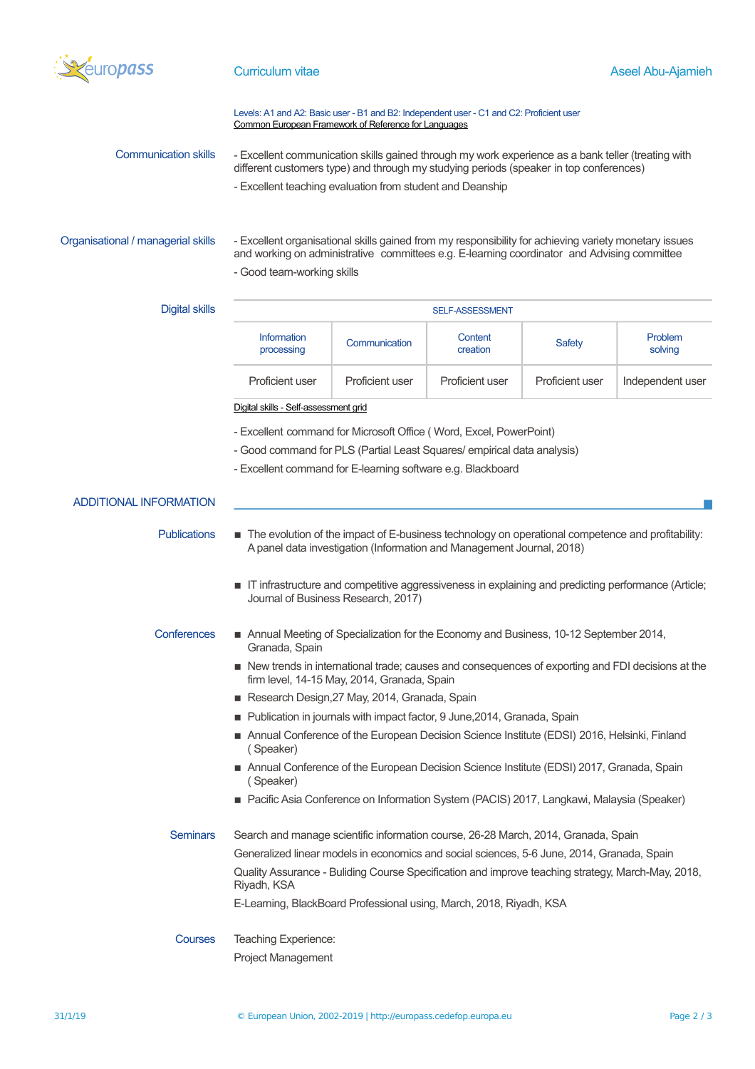Levels: A1 and A2: Basic user - B1 and B2: Independent user - C1 and C2: Proficient user
Common European Framework of Reference for Languages

**Communication skills**

- Excellent communication skills gained through my work experience as a bank teller (treating with different customers type) and through my studying periods (speaker in top conferences)
- Excellent teaching evaluation from student and Deanship

**Organisational / managerial skills**

- Excellent organisational skills gained from my responsibility for achieving variety monetary issues and working on administrative committees e.g. E-learning coordinator and Advising committee
- Good team-working skills

**Digital skills**

| SELF-ASSESSMENT | | | | |
|---|---|---|---|---|
| Information processing | Communication | Content creation | Safety | Problem solving |
| Proficient user | Proficient user | Proficient user | Proficient user | Independent user |

Digital skills - Self-assessment grid

- Excellent command for Microsoft Office ( Word, Excel, PowerPoint)
- Good command for PLS (Partial Least Squares/ empirical data analysis)
- Excellent command for E-learning software e.g. Blackboard

## ADDITIONAL INFORMATION

**Publications**

- The evolution of the impact of E-business technology on operational competence and profitability: A panel data investigation (Information and Management Journal, 2018)
- IT infrastructure and competitive aggressiveness in explaining and predicting performance (Article; Journal of Business Research, 2017)

**Conferences**

- Annual Meeting of Specialization for the Economy and Business, 10-12 September 2014, Granada, Spain
- New trends in international trade; causes and consequences of exporting and FDI decisions at the firm level, 14-15 May, 2014, Granada, Spain
- Research Design,27 May, 2014, Granada, Spain
- Publication in journals with impact factor, 9 June,2014, Granada, Spain
- Annual Conference of the European Decision Science Institute (EDSI) 2016, Helsinki, Finland ( Speaker)
- Annual Conference of the European Decision Science Institute (EDSI) 2017, Granada, Spain ( Speaker)
- Pacific Asia Conference on Information System (PACIS) 2017, Langkawi, Malaysia (Speaker)

**Seminars**

Search and manage scientific information course, 26-28 March, 2014, Granada, Spain

Generalized linear models in economics and social sciences, 5-6 June, 2014, Granada, Spain

Quality Assurance - Buliding Course Specification and improve teaching strategy, March-May, 2018, Riyadh, KSA

E-Learning, BlackBoard Professional using, March, 2018, Riyadh, KSA

**Courses**

Teaching Experience:

Project Management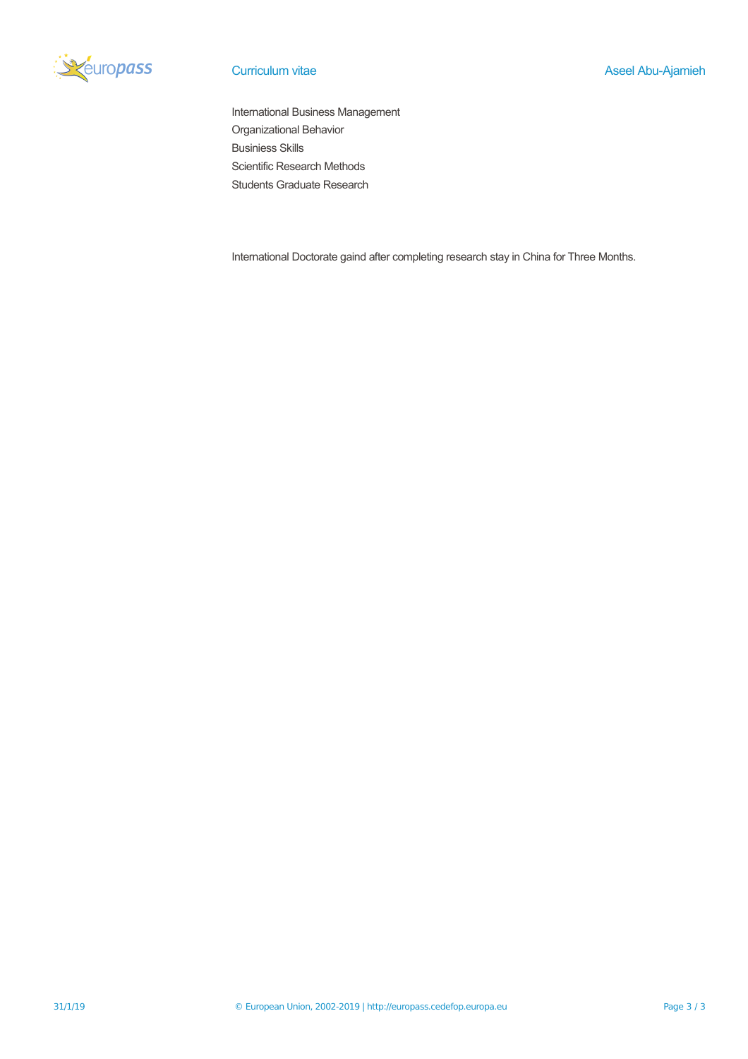International Business Management
Organizational Behavior
Businiess Skills
Scientific Research Methods
Students Graduate Research

International Doctorate gaind after completing research stay in China for Three Months.